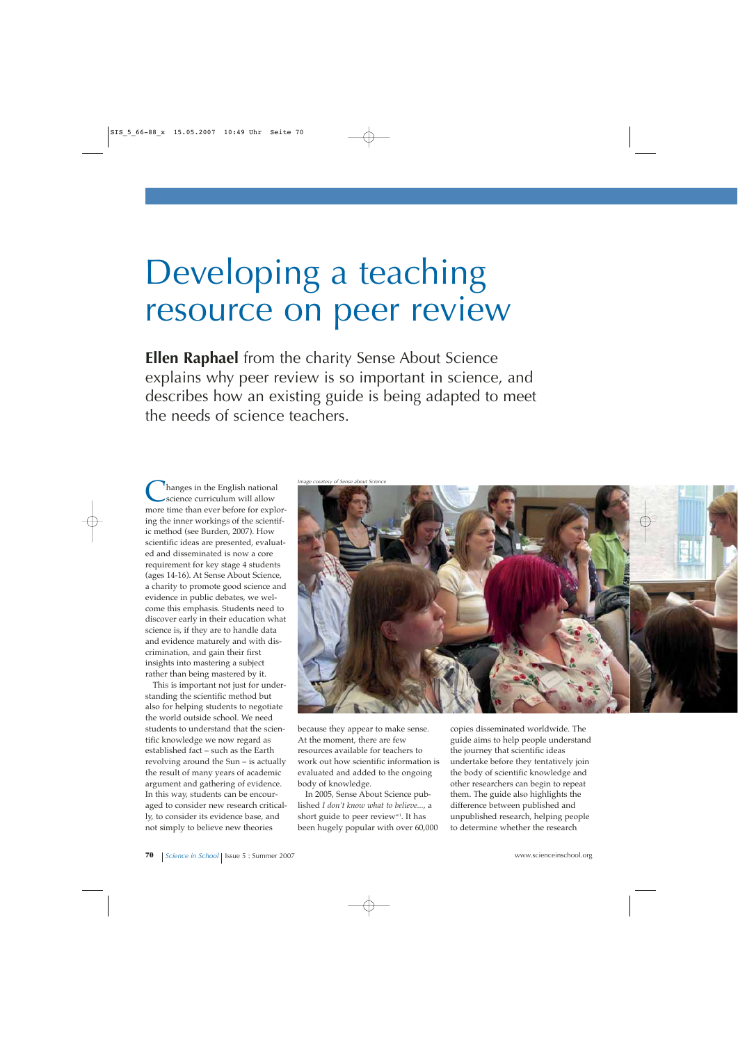# Developing a teaching resource on peer review

**Ellen Raphael** from the charity Sense About Science explains why peer review is so important in science, and describes how an existing guide is being adapted to meet the needs of science teachers.

Image courtesy of Sense about Science

Changes in the English national science curriculum will allow more time than ever before for exploring the inner workings of the scientific method (see Burden, 2007). How scientific ideas are presented, evaluated and disseminated is now a core requirement for key stage 4 students (ages 14-16). At Sense About Science, a charity to promote good science and evidence in public debates, we welcome this emphasis. Students need to discover early in their education what science is, if they are to handle data and evidence maturely and with discrimination, and gain their first insights into mastering a subject rather than being mastered by it.

This is important not just for understanding the scientific method but also for helping students to negotiate the world outside school. We need students to understand that the scientific knowledge we now regard as established fact – such as the Earth revolving around the Sun – is actually the result of many years of academic argument and gathering of evidence. In this way, students can be encouraged to consider new research critically, to consider its evidence base, and not simply to believe new theories because they appear to make sense. At the moment, there are few resources available for teachers to work out how scientific information is evaluated and added to the ongoing body of knowledge.

In 2005, Sense About Science published *I don't know what to believe...*, a short guide to peer review[w1]. It has been hugely popular with over 60,000 copies disseminated worldwide. The guide aims to help people understand the journey that scientific ideas undertake before they tentatively join the body of scientific knowledge and other researchers can begin to repeat them. The guide also highlights the difference between published and unpublished research, helping people to determine whether the research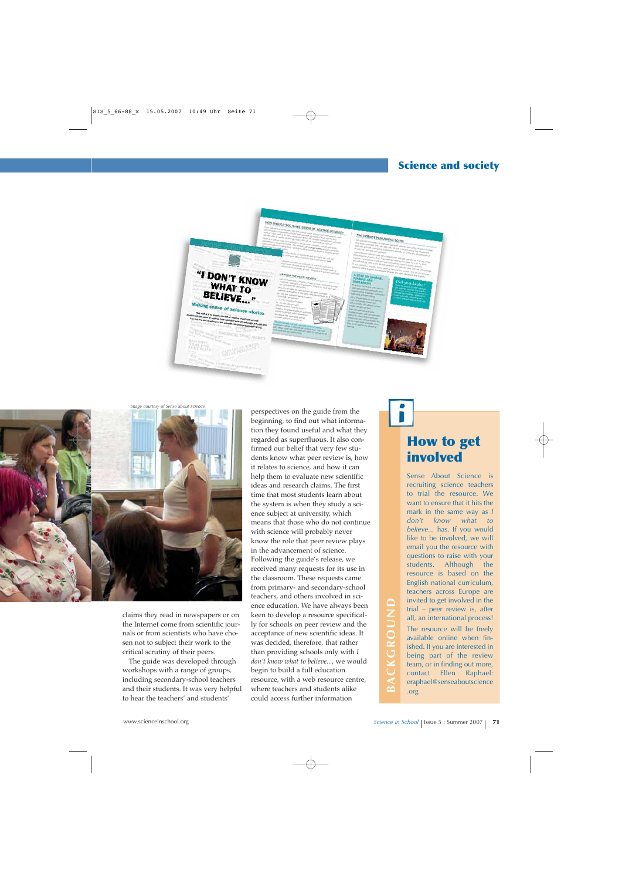Image courtesy of Sense about Science

claims they read in newspapers or on the Internet come from scientific journals or from scientists who have chosen not to subject their work to the critical scrutiny of their peers.

The guide was developed through workshops with a range of groups, including secondary-school teachers and their students. It was very helpful to hear the teachers' and students' perspectives on the guide from the beginning, to find out what information they found useful and what they regarded as superfluous. It also confirmed our belief that very few students know what peer review is, how it relates to science, and how it can help them to evaluate new scientific ideas and research claims. The first time that most students learn about the system is when they study a science subject at university, which means that those who do not continue with science will probably never know the role that peer review plays in the advancement of science. Following the guide's release, we received many requests for its use in the classroom. These requests came from primary- and secondary-school teachers, and others involved in science education. We have always been keen to develop a resource specifically for schools on peer review and the acceptance of new scientific ideas. It was decided, therefore, that rather than providing schools only with *I don't know what to believe...*, we would begin to build a full education resource, with a web resource centre, where teachers and students alike could access further information

## How to get involved

Sense About Science is recruiting science teachers to trial the resource. We want to ensure that it hits the mark in the same way as *I don't know what to believe...* has. If you would like to be involved, we will email you the resource with questions to raise with your students. Although the resource is based on the English national curriculum, teachers across Europe are invited to get involved in the trial – peer review is, after all, an international process!

The resource will be freely available online when finished. If you are interested in being part of the review team, or in finding out more, contact Ellen Raphael: eraphael@senseaboutscience.org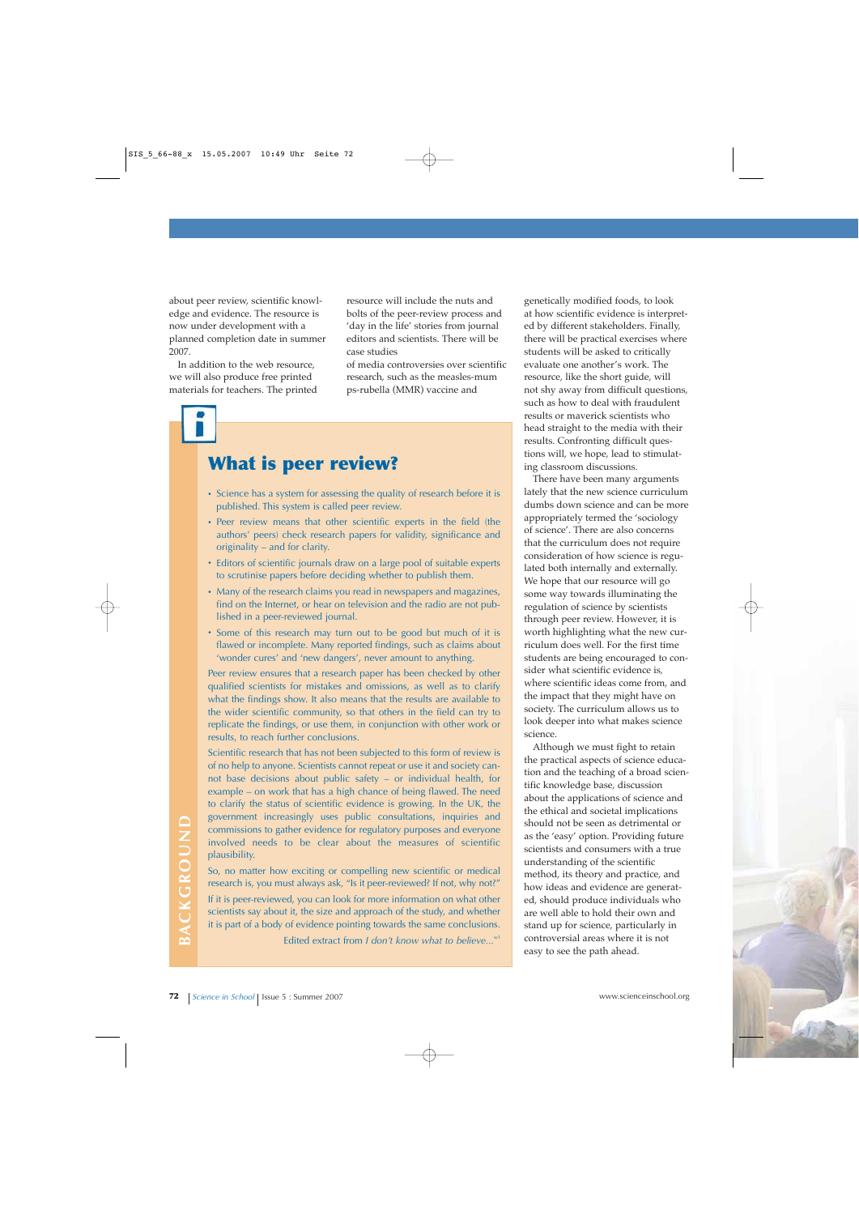about peer review, scientific knowledge and evidence. The resource is now under development with a planned completion date in summer 2007.

In addition to the web resource, we will also produce free printed materials for teachers. The printed resource will include the nuts and bolts of the peer-review process and 'day in the life' stories from journal editors and scientists. There will be case studies of media controversies over scientific research, such as the measles-mumps-rubella (MMR) vaccine and genetically modified foods, to look at how scientific evidence is interpreted by different stakeholders. Finally, there will be practical exercises where students will be asked to critically evaluate one another's work. The resource, like the short guide, will not shy away from difficult questions, such as how to deal with fraudulent results or maverick scientists who head straight to the media with their results. Confronting difficult questions will, we hope, lead to stimulating classroom discussions.

There have been many arguments lately that the new science curriculum dumbs down science and can be more appropriately termed the 'sociology of science'. There are also concerns that the curriculum does not require consideration of how science is regulated both internally and externally. We hope that our resource will go some way towards illuminating the regulation of science by scientists through peer review. However, it is worth highlighting what the new curriculum does well. For the first time students are being encouraged to consider what scientific evidence is, where scientific ideas come from, and the impact that they might have on society. The curriculum allows us to look deeper into what makes science science.

Although we must fight to retain the practical aspects of science education and the teaching of a broad scientific knowledge base, discussion about the applications of science and the ethical and societal implications should not be seen as detrimental or as the 'easy' option. Providing future scientists and consumers with a true understanding of the scientific method, its theory and practice, and how ideas and evidence are generated, should produce individuals who are well able to hold their own and stand up for science, particularly in controversial areas where it is not easy to see the path ahead.

---

**BACKGROUND**

## What is peer review?

- Science has a system for assessing the quality of research before it is published. This system is called peer review.
- Peer review means that other scientific experts in the field (the authors' peers) check research papers for validity, significance and originality – and for clarity.
- Editors of scientific journals draw on a large pool of suitable experts to scrutinise papers before deciding whether to publish them.
- Many of the research claims you read in newspapers and magazines, find on the Internet, or hear on television and the radio are not published in a peer-reviewed journal.
- Some of this research may turn out to be good but much of it is flawed or incomplete. Many reported findings, such as claims about 'wonder cures' and 'new dangers', never amount to anything.

Peer review ensures that a research paper has been checked by other qualified scientists for mistakes and omissions, as well as to clarify what the findings show. It also means that the results are available to the wider scientific community, so that others in the field can try to replicate the findings, or use them, in conjunction with other work or results, to reach further conclusions.

Scientific research that has not been subjected to this form of review is of no help to anyone. Scientists cannot repeat or use it and society cannot base decisions about public safety – or individual health, for example – on work that has a high chance of being flawed. The need to clarify the status of scientific evidence is growing. In the UK, the government increasingly uses public consultations, inquiries and commissions to gather evidence for regulatory purposes and everyone involved needs to be clear about the measures of scientific plausibility.

So, no matter how exciting or compelling new scientific or medical research is, you must always ask, "Is it peer-reviewed? If not, why not?"

If it is peer-reviewed, you can look for more information on what other scientists say about it, the size and approach of the study, and whether it is part of a body of evidence pointing towards the same conclusions.

Edited extract from *I don't know what to believe...*[w1]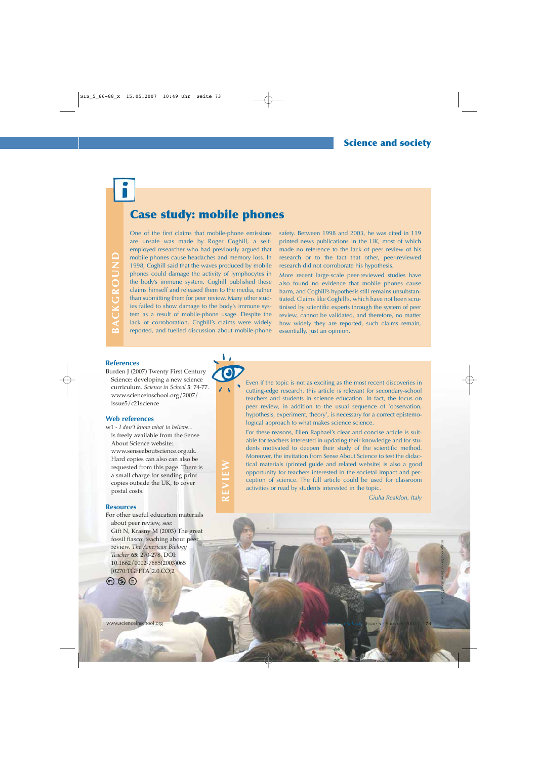## BACKGROUND

## Case study: mobile phones

One of the first claims that mobile-phone emissions are unsafe was made by Roger Coghill, a self-employed researcher who had previously argued that mobile phones cause headaches and memory loss. In 1998, Coghill said that the waves produced by mobile phones could damage the activity of lymphocytes in the body's immune system. Coghill published these claims himself and released them to the media, rather than submitting them for peer review. Many other studies failed to show damage to the body's immune system as a result of mobile-phone usage. Despite the lack of corroboration, Coghill's claims were widely reported, and fuelled discussion about mobile-phone safety. Between 1998 and 2003, he was cited in 119 printed news publications in the UK, most of which made no reference to the lack of peer review of his research or to the fact that other, peer-reviewed research did not corroborate his hypothesis.

More recent large-scale peer-reviewed studies have also found no evidence that mobile phones cause harm, and Coghill's hypothesis still remains unsubstantiated. Claims like Coghill's, which have not been scrutinised by scientific experts through the system of peer review, cannot be validated, and therefore, no matter how widely they are reported, such claims remain, essentially, just an opinion.

### References

Burden J (2007) Twenty First Century Science: developing a new science curriculum. *Science in School* **5**: 74-77. www.scienceinschool.org/2007/issue5/c21science

### Web references

w1 - *I don't know what to believe...* is freely available from the Sense About Science website: www.senseaboutscience.org.uk. Hard copies can also can also be requested from this page. There is a small charge for sending print copies outside the UK, to cover postal costs.

### Resources

For other useful education materials about peer review, see:

Gift N, Krasny M (2003) The great fossil fiasco: teaching about peer review. *The American Biology Teacher* **65**: 270-278. DOI: 10.1662/0002-7685(2003)065[0270:TGFFTA]2.0.CO;2

## REVIEW

Even if the topic is not as exciting as the most recent discoveries in cutting-edge research, this article is relevant for secondary-school teachers and students in science education. In fact, the focus on peer review, in addition to the usual sequence of 'observation, hypothesis, experiment, theory', is necessary for a correct epistemological approach to what makes science science.

For these reasons, Ellen Raphael's clear and concise article is suitable for teachers interested in updating their knowledge and for students motivated to deepen their study of the scientific method. Moreover, the invitation from Sense About Science to test the didactical materials (printed guide and related website) is also a good opportunity for teachers interested in the societal impact and perception of science. The full article could be used for classroom activities or read by students interested in the topic.

*Giulia Realdon, Italy*

Image courtesy of Sense About Science